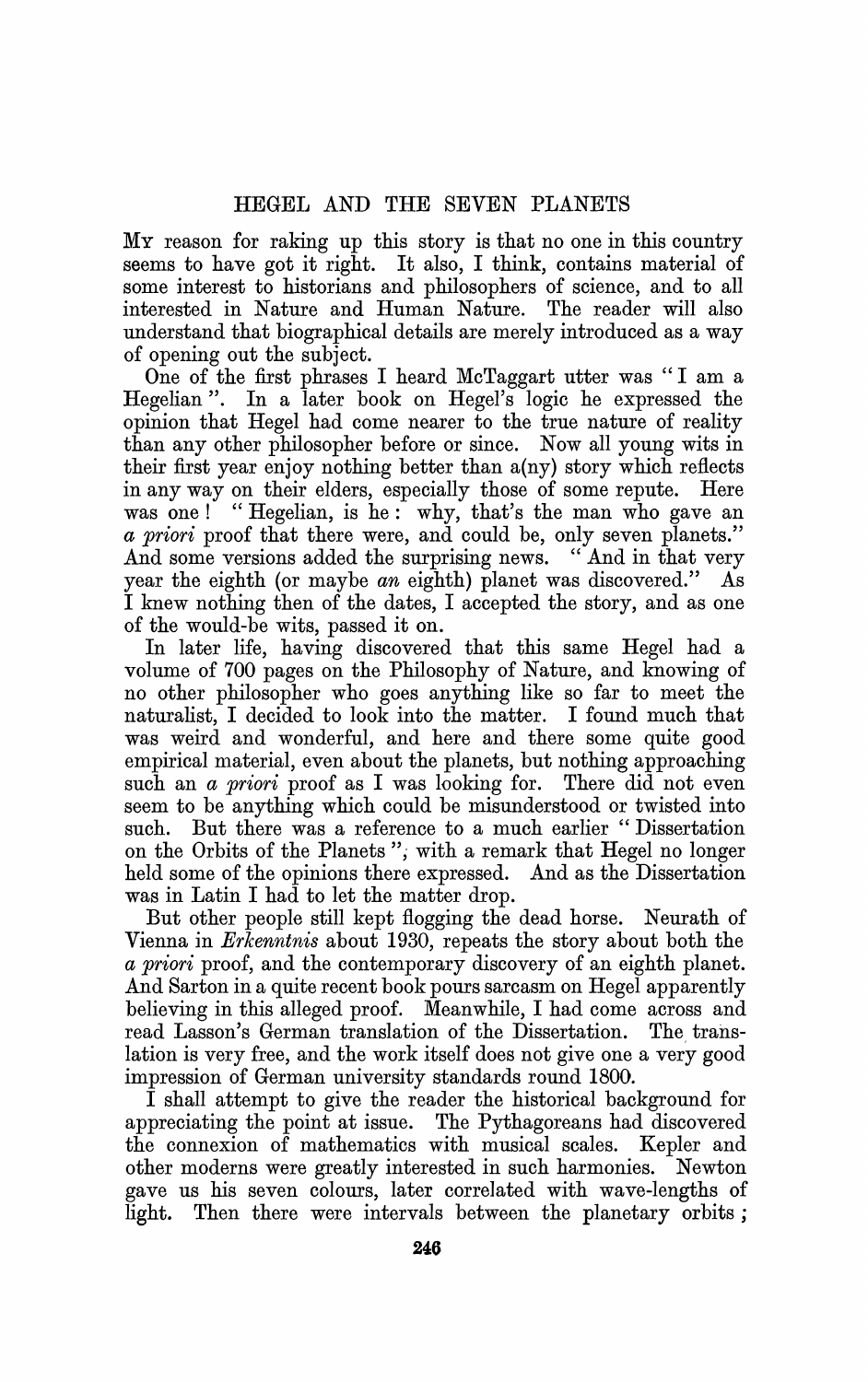# HEGEL AND THE SEVEN PLANETS

My reason for raking up this story is that no one in this country seems to have got it right. It also, I think, contains material of some interest to historians and philosophers of science, and to all interested in Nature and Human Nature. The reader will also understand that biographical details are merely introduced as a way of opening out the subject.

One of the first phrases I heard McTaggart utter was "I am a Hegelian". In a later book on Hegel's logic he expressed the opinion that Hegel had come nearer to the true nature of reality than any other philosopher before or since. Now all young wits in their first year enjoy nothing better than a(ny) story which reflects in any way on their elders, especially those of some repute. Here was one! "Hegelian, is he: why, that's the man who gave an *a priori* proof that there were, and could be, only seven planets." And some versions added the surprising news. "And in that very year the eighth (or maybe *an* eighth) planet was discovered." As I knew nothing then of the dates, I accepted the story, and as one of the would-be wits, passed it on.

In later life, having discovered that this same Hegel had a volume of 700 pages on the Philosophy of Nature, and knowing of no other philosopher who goes anything like so far to meet the naturalist, I decided to look into the matter. I found much that was weird and wonderful, and here and there some quite good empirical material, even about the planets, but nothing approaching such an *a priori* proof as I was looking for. There did not even seem to be anything which could be misunderstood or twisted into such. But there was a reference to a much earlier "Dissertation on the Orbits of the Planets"; with a remark that Hegel no longer held some of the opinions there expressed. And as the Dissertation was in Latin I had to let the matter drop.

But other people still kept flogging the dead horse. Neurath of Vienna in *Erkenntnis* about 1930, repeats the story about both the *a priori* proof, and the contemporary discovery of an eighth planet. And Sarton in a quite recent book pours sarcasm on Hegel apparently believing in this alleged proof. Meanwhile, I had come across and read Lasson's German translation of the Dissertation. The translation is very free, and the work itself does not give one a very good impression of German university standards round 1800.

I shall attempt to give the reader the historical background for appreciating the point at issue. The Pythagoreans had discovered the connexion of mathematics with musical scales. Kepler and other moderns were greatly interested in such harmonies. Newton gave us his seven colours, later correlated with wave-lengths of light. Then there were intervals between the planetary orbits;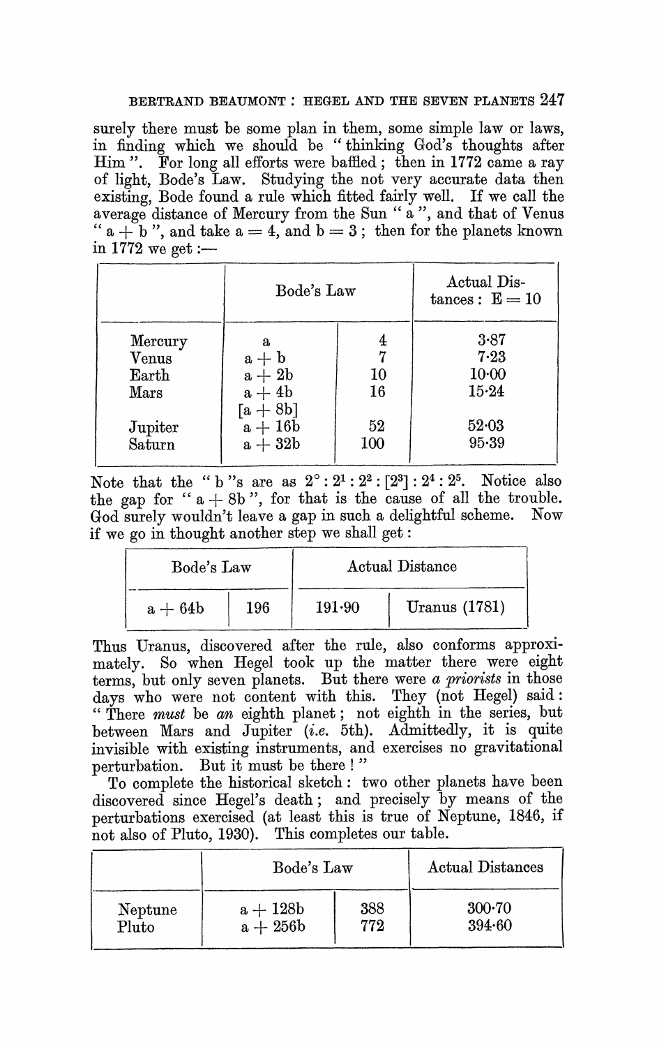surely there must be some plan in them, some simple law or laws, in finding which we should be "thinking God's thoughts after Him". For long all efforts were baffled; then in 1772 came a ray of light, Bode's Law. Studying the not very accurate data then existing, Bode found a rule which fitted fairly well. If we call the average distance of Mercury from the Sun "a", and that of Venus "a + b", and take a = 4, and b = 3; then for the planets known in 1772 we get:—

| | Bode's Law | | Actual Distances: E = 10 |
|---|---|---|---|
| Mercury | a | 4 | 3·87 |
| Venus | a + b | 7 | 7·23 |
| Earth | a + 2b | 10 | 10·00 |
| Mars | a + 4b | 16 | 15·24 |
| | [a + 8b] | | |
| Jupiter | a + 16b | 52 | 52·03 |
| Saturn | a + 32b | 100 | 95·39 |

Note that the "b"s are as $2^0 : 2^1 : 2^2 : [2^3] : 2^4 : 2^5$. Notice also the gap for "a + 8b", for that is the cause of all the trouble. God surely wouldn't leave a gap in such a delightful scheme. Now if we go in thought another step we shall get:

| Bode's Law | | Actual Distance | |
|---|---|---|---|
| a + 64b | 196 | 191·90 | Uranus (1781) |

Thus Uranus, discovered after the rule, also conforms approximately. So when Hegel took up the matter there were eight terms, but only seven planets. But there were *a priorists* in those days who were not content with this. They (not Hegel) said: "There *must* be *an* eighth planet; not eighth in the series, but between Mars and Jupiter (*i.e.* 5th). Admittedly, it is quite invisible with existing instruments, and exercises no gravitational perturbation. But it must be there!"

To complete the historical sketch: two other planets have been discovered since Hegel's death; and precisely by means of the perturbations exercised (at least this is true of Neptune, 1846, if not also of Pluto, 1930). This completes our table.

| | Bode's Law | | Actual Distances |
|---|---|---|---|
| Neptune | a + 128b | 388 | 300·70 |
| Pluto | a + 256b | 772 | 394·60 |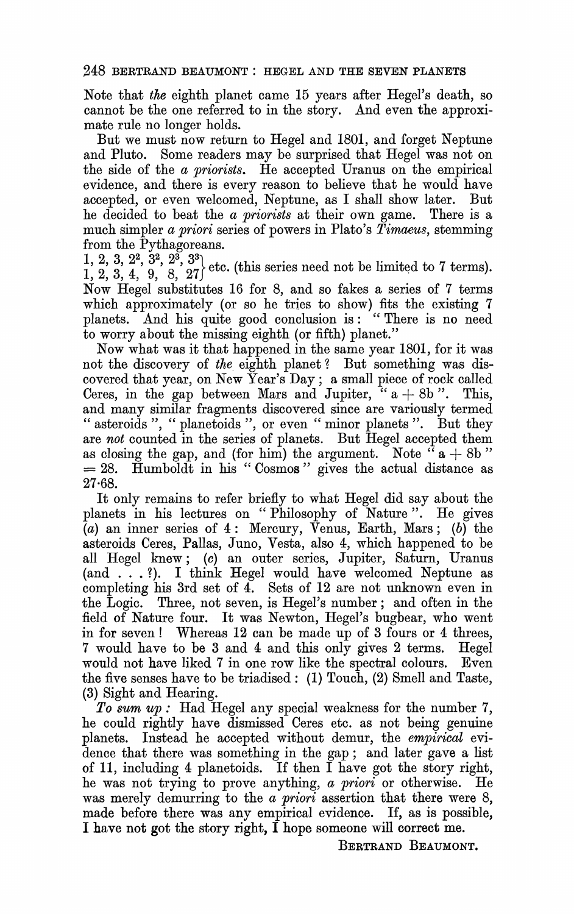Note that *the* eighth planet came 15 years after Hegel's death, so cannot be the one referred to in the story. And even the approximate rule no longer holds.

But we must now return to Hegel and 1801, and forget Neptune and Pluto. Some readers may be surprised that Hegel was not on the side of the *a priorists*. He accepted Uranus on the empirical evidence, and there is every reason to believe that he would have accepted, or even welcomed, Neptune, as I shall show later. But he decided to beat the *a priorists* at their own game. There is a much simpler *a priori* series of powers in Plato's *Timaeus*, stemming from the Pythagoreans.

$$\left.\begin{matrix} 1, 2, 3, 2^2, 3^2, 2^3, 3^3 \\ 1, 2, 3, 4, \ 9, \ 8, \ 27 \end{matrix}\right\} \text{etc. (this series need not be limited to 7 terms).}$$

Now Hegel substitutes 16 for 8, and so fakes a series of 7 terms which approximately (or so he tries to show) fits the existing 7 planets. And his quite good conclusion is: "There is no need to worry about the missing eighth (or fifth) planet."

Now what was it that happened in the same year 1801, for it was not the discovery of *the* eighth planet? But something was discovered that year, on New Year's Day; a small piece of rock called Ceres, in the gap between Mars and Jupiter, "$a + 8b$". This, and many similar fragments discovered since are variously termed "asteroids", "planetoids", or even "minor planets". But they are *not* counted in the series of planets. But Hegel accepted them as closing the gap, and (for him) the argument. Note "$a + 8b$" $= 28$. Humboldt in his "Cosmos" gives the actual distance as 27·68.

It only remains to refer briefly to what Hegel did say about the planets in his lectures on "Philosophy of Nature". He gives (*a*) an inner series of 4: Mercury, Venus, Earth, Mars; (*b*) the asteroids Ceres, Pallas, Juno, Vesta, also 4, which happened to be all Hegel knew; (*c*) an outer series, Jupiter, Saturn, Uranus (and . . . ?). I think Hegel would have welcomed Neptune as completing his 3rd set of 4. Sets of 12 are not unknown even in the Logic. Three, not seven, is Hegel's number; and often in the field of Nature four. It was Newton, Hegel's bugbear, who went in for seven! Whereas 12 can be made up of 3 fours or 4 threes, 7 would have to be 3 and 4 and this only gives 2 terms. Hegel would not have liked 7 in one row like the spectral colours. Even the five senses have to be triadised: (1) Touch, (2) Smell and Taste, (3) Sight and Hearing.

*To sum up:* Had Hegel any special weakness for the number 7, he could rightly have dismissed Ceres etc. as not being genuine planets. Instead he accepted without demur, the *empirical* evidence that there was something in the gap; and later gave a list of 11, including 4 planetoids. If then I have got the story right, he was not trying to prove anything, *a priori* or otherwise. He was merely demurring to the *a priori* assertion that there were 8, made before there was any empirical evidence. If, as is possible, I have not got the story right, I hope someone will correct me.

BERTRAND BEAUMONT.